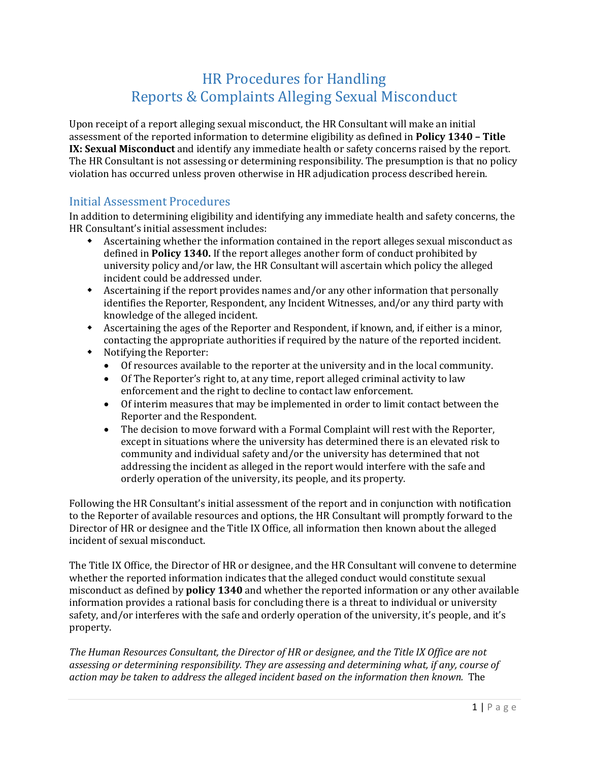# HR Procedures for Handling Reports & Complaints Alleging Sexual Misconduct

Upon receipt of a report alleging sexual misconduct, the HR Consultant will make an initial assessment of the reported information to determine eligibility as defined in **Policy 1340 – Title IX: Sexual Misconduct** and identify any immediate health or safety concerns raised by the report. The HR Consultant is not assessing or determining responsibility. The presumption is that no policy violation has occurred unless proven otherwise in HR adjudication process described herein.

## Initial Assessment Procedures

In addition to determining eligibility and identifying any immediate health and safety concerns, the HR Consultant's initial assessment includes:

- Ascertaining whether the information contained in the report alleges sexual misconduct as defined in **Policy 1340.** If the report alleges another form of conduct prohibited by university policy and/or law, the HR Consultant will ascertain which policy the alleged incident could be addressed under.
- Ascertaining if the report provides names and/or any other information that personally identifies the Reporter, Respondent, any Incident Witnesses, and/or any third party with knowledge of the alleged incident.
- Ascertaining the ages of the Reporter and Respondent, if known, and, if either is a minor, contacting the appropriate authorities if required by the nature of the reported incident.
- Notifying the Reporter:
  - Of resources available to the reporter at the university and in the local community.
  - Of The Reporter's right to, at any time, report alleged criminal activity to law enforcement and the right to decline to contact law enforcement.
  - Of interim measures that may be implemented in order to limit contact between the Reporter and the Respondent.
  - The decision to move forward with a Formal Complaint will rest with the Reporter, except in situations where the university has determined there is an elevated risk to community and individual safety and/or the university has determined that not addressing the incident as alleged in the report would interfere with the safe and orderly operation of the university, its people, and its property.

Following the HR Consultant's initial assessment of the report and in conjunction with notification to the Reporter of available resources and options, the HR Consultant will promptly forward to the Director of HR or designee and the Title IX Office, all information then known about the alleged incident of sexual misconduct.

The Title IX Office, the Director of HR or designee, and the HR Consultant will convene to determine whether the reported information indicates that the alleged conduct would constitute sexual misconduct as defined by **policy 1340** and whether the reported information or any other available information provides a rational basis for concluding there is a threat to individual or university safety, and/or interferes with the safe and orderly operation of the university, it's people, and it's property.

*The Human Resources Consultant, the Director of HR or designee, and the Title IX Office are not assessing or determining responsibility. They are assessing and determining what, if any, course of action may be taken to address the alleged incident based on the information then known.* The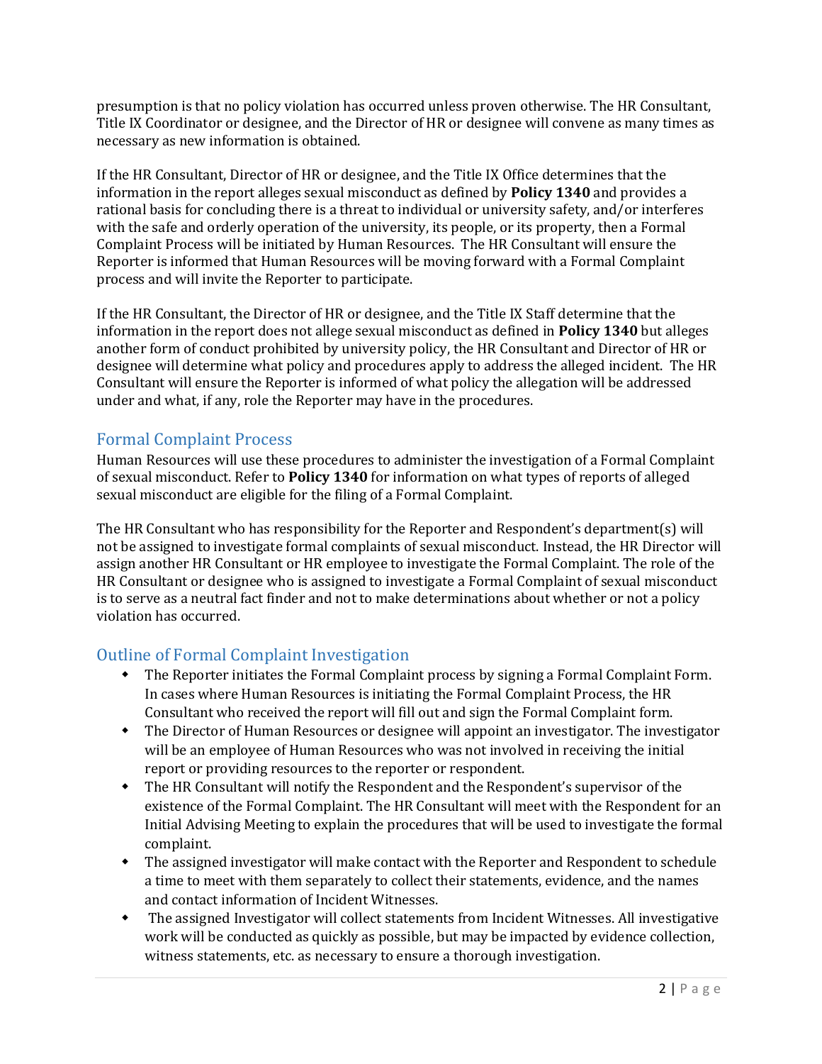presumption is that no policy violation has occurred unless proven otherwise. The HR Consultant, Title IX Coordinator or designee, and the Director of HR or designee will convene as many times as necessary as new information is obtained.

If the HR Consultant, Director of HR or designee, and the Title IX Office determines that the information in the report alleges sexual misconduct as defined by **Policy 1340** and provides a rational basis for concluding there is a threat to individual or university safety, and/or interferes with the safe and orderly operation of the university, its people, or its property, then a Formal Complaint Process will be initiated by Human Resources. The HR Consultant will ensure the Reporter is informed that Human Resources will be moving forward with a Formal Complaint process and will invite the Reporter to participate.

If the HR Consultant, the Director of HR or designee, and the Title IX Staff determine that the information in the report does not allege sexual misconduct as defined in **Policy 1340** but alleges another form of conduct prohibited by university policy, the HR Consultant and Director of HR or designee will determine what policy and procedures apply to address the alleged incident. The HR Consultant will ensure the Reporter is informed of what policy the allegation will be addressed under and what, if any, role the Reporter may have in the procedures.

## Formal Complaint Process

Human Resources will use these procedures to administer the investigation of a Formal Complaint of sexual misconduct. Refer to **Policy 1340** for information on what types of reports of alleged sexual misconduct are eligible for the filing of a Formal Complaint.

The HR Consultant who has responsibility for the Reporter and Respondent's department(s) will not be assigned to investigate formal complaints of sexual misconduct. Instead, the HR Director will assign another HR Consultant or HR employee to investigate the Formal Complaint. The role of the HR Consultant or designee who is assigned to investigate a Formal Complaint of sexual misconduct is to serve as a neutral fact finder and not to make determinations about whether or not a policy violation has occurred.

## Outline of Formal Complaint Investigation

- The Reporter initiates the Formal Complaint process by signing a Formal Complaint Form. In cases where Human Resources is initiating the Formal Complaint Process, the HR Consultant who received the report will fill out and sign the Formal Complaint form.
- The Director of Human Resources or designee will appoint an investigator. The investigator will be an employee of Human Resources who was not involved in receiving the initial report or providing resources to the reporter or respondent.
- The HR Consultant will notify the Respondent and the Respondent's supervisor of the existence of the Formal Complaint. The HR Consultant will meet with the Respondent for an Initial Advising Meeting to explain the procedures that will be used to investigate the formal complaint.
- The assigned investigator will make contact with the Reporter and Respondent to schedule a time to meet with them separately to collect their statements, evidence, and the names and contact information of Incident Witnesses.
- The assigned Investigator will collect statements from Incident Witnesses. All investigative work will be conducted as quickly as possible, but may be impacted by evidence collection, witness statements, etc. as necessary to ensure a thorough investigation.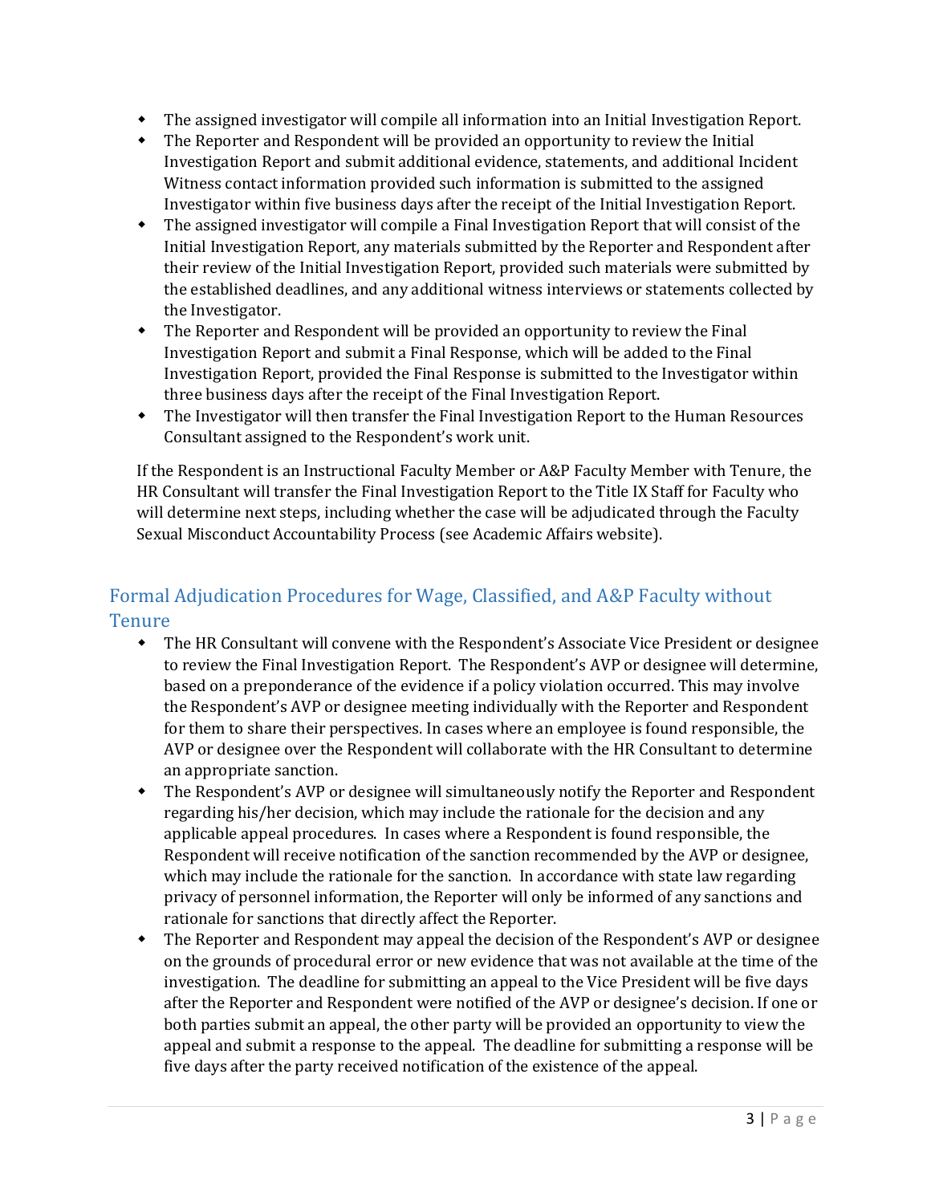- The assigned investigator will compile all information into an Initial Investigation Report.
- The Reporter and Respondent will be provided an opportunity to review the Initial Investigation Report and submit additional evidence, statements, and additional Incident Witness contact information provided such information is submitted to the assigned Investigator within five business days after the receipt of the Initial Investigation Report.
- The assigned investigator will compile a Final Investigation Report that will consist of the Initial Investigation Report, any materials submitted by the Reporter and Respondent after their review of the Initial Investigation Report, provided such materials were submitted by the established deadlines, and any additional witness interviews or statements collected by the Investigator.
- The Reporter and Respondent will be provided an opportunity to review the Final Investigation Report and submit a Final Response, which will be added to the Final Investigation Report, provided the Final Response is submitted to the Investigator within three business days after the receipt of the Final Investigation Report.
- The Investigator will then transfer the Final Investigation Report to the Human Resources Consultant assigned to the Respondent's work unit.

If the Respondent is an Instructional Faculty Member or A&P Faculty Member with Tenure, the HR Consultant will transfer the Final Investigation Report to the Title IX Staff for Faculty who will determine next steps, including whether the case will be adjudicated through the Faculty Sexual Misconduct Accountability Process (see Academic Affairs website).

## Formal Adjudication Procedures for Wage, Classified, and A&P Faculty without Tenure

- The HR Consultant will convene with the Respondent's Associate Vice President or designee to review the Final Investigation Report. The Respondent's AVP or designee will determine, based on a preponderance of the evidence if a policy violation occurred. This may involve the Respondent's AVP or designee meeting individually with the Reporter and Respondent for them to share their perspectives. In cases where an employee is found responsible, the AVP or designee over the Respondent will collaborate with the HR Consultant to determine an appropriate sanction.
- The Respondent's AVP or designee will simultaneously notify the Reporter and Respondent regarding his/her decision, which may include the rationale for the decision and any applicable appeal procedures. In cases where a Respondent is found responsible, the Respondent will receive notification of the sanction recommended by the AVP or designee, which may include the rationale for the sanction. In accordance with state law regarding privacy of personnel information, the Reporter will only be informed of any sanctions and rationale for sanctions that directly affect the Reporter.
- The Reporter and Respondent may appeal the decision of the Respondent's AVP or designee on the grounds of procedural error or new evidence that was not available at the time of the investigation. The deadline for submitting an appeal to the Vice President will be five days after the Reporter and Respondent were notified of the AVP or designee's decision. If one or both parties submit an appeal, the other party will be provided an opportunity to view the appeal and submit a response to the appeal. The deadline for submitting a response will be five days after the party received notification of the existence of the appeal.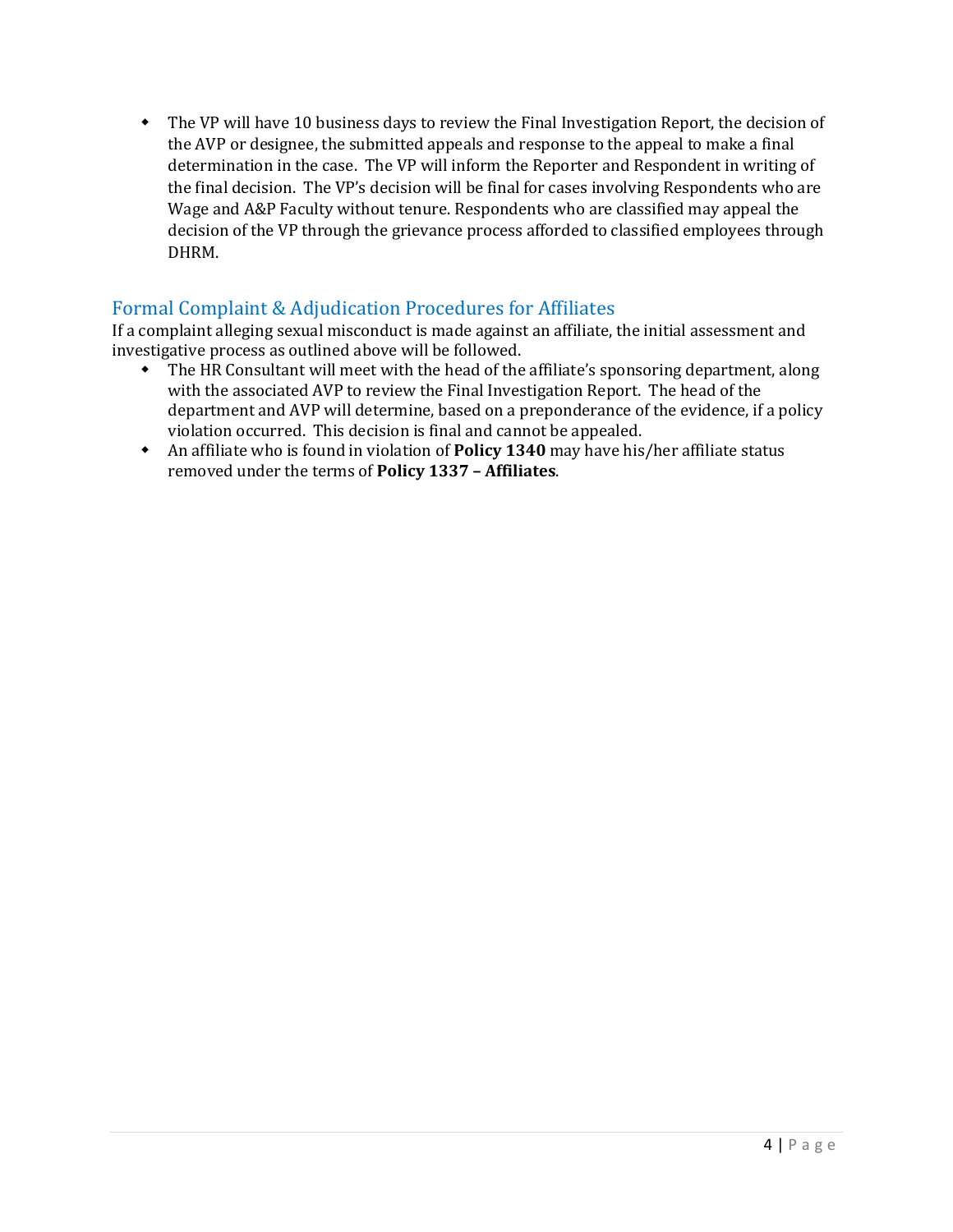- The VP will have 10 business days to review the Final Investigation Report, the decision of the AVP or designee, the submitted appeals and response to the appeal to make a final determination in the case. The VP will inform the Reporter and Respondent in writing of the final decision. The VP's decision will be final for cases involving Respondents who are Wage and A&P Faculty without tenure. Respondents who are classified may appeal the decision of the VP through the grievance process afforded to classified employees through DHRM.

## Formal Complaint & Adjudication Procedures for Affiliates

If a complaint alleging sexual misconduct is made against an affiliate, the initial assessment and investigative process as outlined above will be followed.

- The HR Consultant will meet with the head of the affiliate's sponsoring department, along with the associated AVP to review the Final Investigation Report. The head of the department and AVP will determine, based on a preponderance of the evidence, if a policy violation occurred. This decision is final and cannot be appealed.
- An affiliate who is found in violation of **Policy 1340** may have his/her affiliate status removed under the terms of **Policy 1337 – Affiliates**.